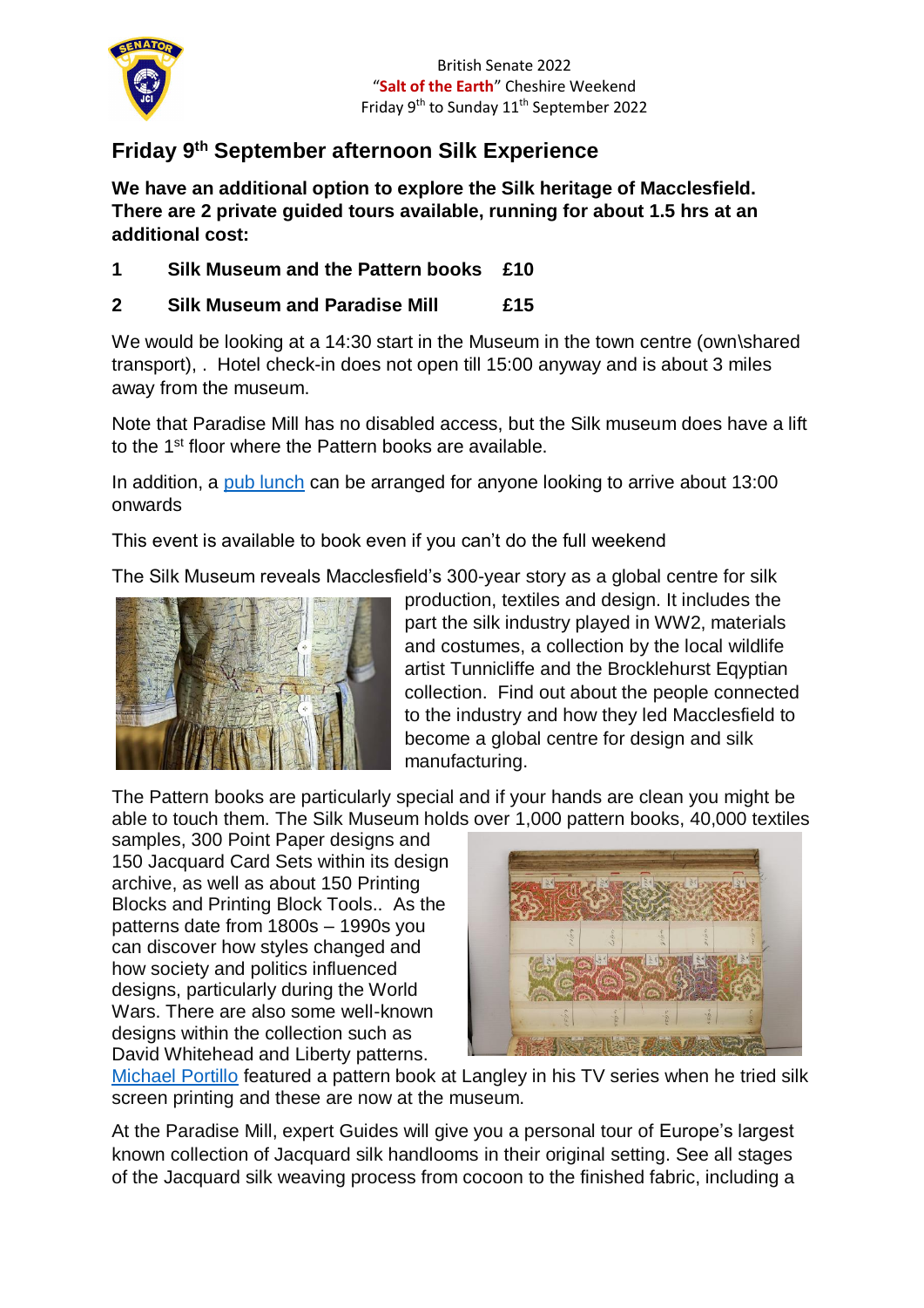British Senate 2022
"**Salt of the Earth**" Cheshire Weekend
Friday 9th to Sunday 11th September 2022

## Friday 9th September afternoon Silk Experience

**We have an additional option to explore the Silk heritage of Macclesfield. There are 2 private guided tours available, running for about 1.5 hrs at an additional cost:**

1. **Silk Museum and the Pattern books £10**
2. **Silk Museum and Paradise Mill £15**

We would be looking at a 14:30 start in the Museum in the town centre (own\shared transport), . Hotel check-in does not open till 15:00 anyway and is about 3 miles away from the museum.

Note that Paradise Mill has no disabled access, but the Silk museum does have a lift to the 1st floor where the Pattern books are available.

In addition, a pub lunch can be arranged for anyone looking to arrive about 13:00 onwards

This event is available to book even if you can't do the full weekend

The Silk Museum reveals Macclesfield's 300-year story as a global centre for silk production, textiles and design. It includes the part the silk industry played in WW2, materials and costumes, a collection by the local wildlife artist Tunnicliffe and the Brocklehurst Eqyptian collection. Find out about the people connected to the industry and how they led Macclesfield to become a global centre for design and silk manufacturing.

The Pattern books are particularly special and if your hands are clean you might be able to touch them. The Silk Museum holds over 1,000 pattern books, 40,000 textiles samples, 300 Point Paper designs and 150 Jacquard Card Sets within its design archive, as well as about 150 Printing Blocks and Printing Block Tools.. As the patterns date from 1800s – 1990s you can discover how styles changed and how society and politics influenced designs, particularly during the World Wars. There are also some well-known designs within the collection such as David Whitehead and Liberty patterns. Michael Portillo featured a pattern book at Langley in his TV series when he tried silk screen printing and these are now at the museum.

At the Paradise Mill, expert Guides will give you a personal tour of Europe's largest known collection of Jacquard silk handlooms in their original setting. See all stages of the Jacquard silk weaving process from cocoon to the finished fabric, including a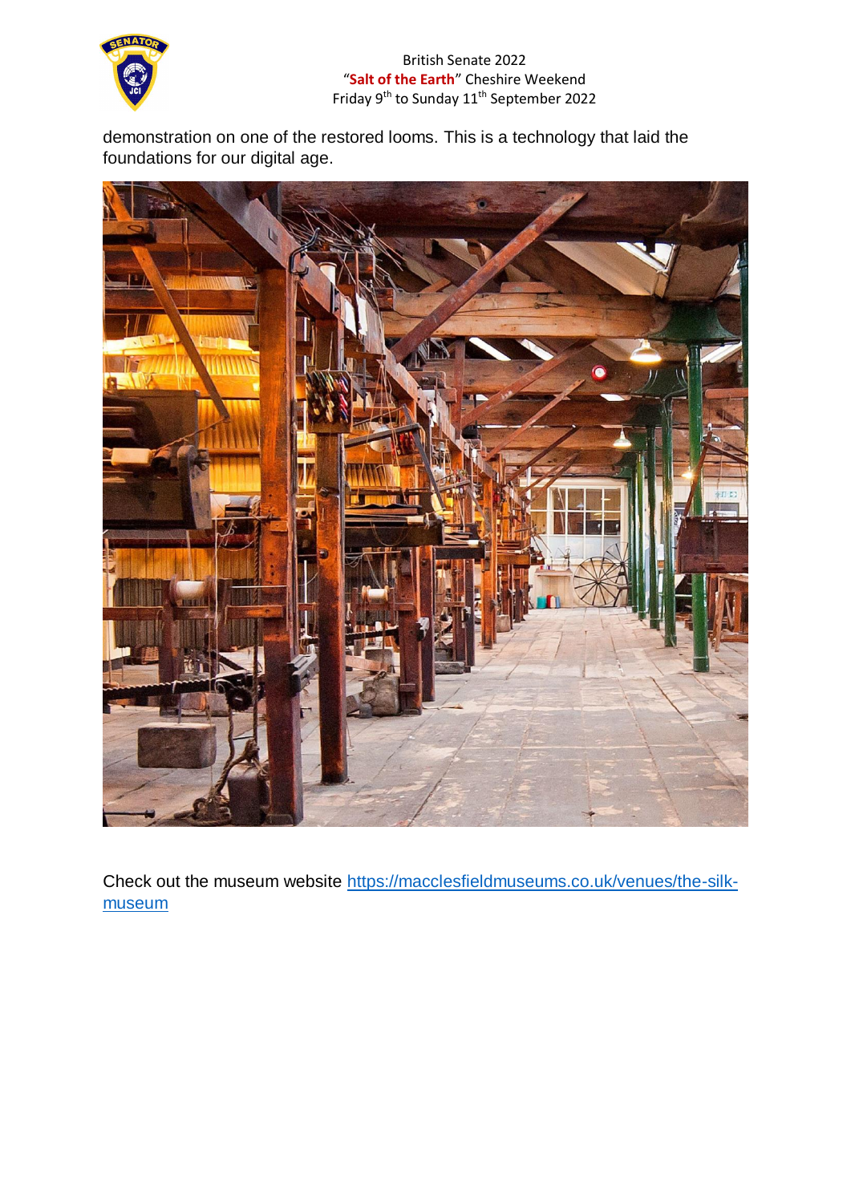demonstration on one of the restored looms. This is a technology that laid the foundations for our digital age.

Check out the museum website [https://macclesfieldmuseums.co.uk/venues/the-silk-museum](https://macclesfieldmuseums.co.uk/venues/the-silk-museum)